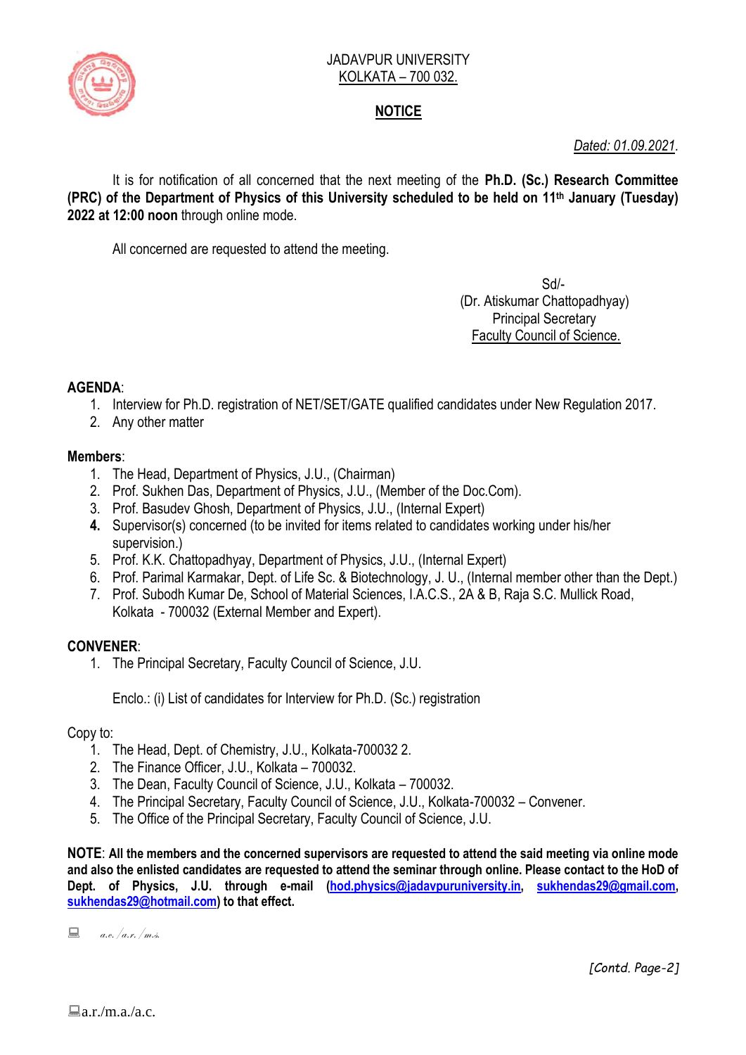JADAVPUR UNIVERSITY
KOLKATA – 700 032.

## NOTICE

*Dated: 01.09.2021.*

It is for notification of all concerned that the next meeting of the **Ph.D. (Sc.) Research Committee (PRC) of the Department of Physics of this University scheduled to be held on 11th January (Tuesday) 2022 at 12:00 noon** through online mode.

All concerned are requested to attend the meeting.

Sd/-
(Dr. Atiskumar Chattopadhyay)
Principal Secretary
Faculty Council of Science.

**AGENDA**:

1. Interview for Ph.D. registration of NET/SET/GATE qualified candidates under New Regulation 2017.
2. Any other matter

**Members**:

1. The Head, Department of Physics, J.U., (Chairman)
2. Prof. Sukhen Das, Department of Physics, J.U., (Member of the Doc.Com).
3. Prof. Basudev Ghosh, Department of Physics, J.U., (Internal Expert)
4. Supervisor(s) concerned (to be invited for items related to candidates working under his/her supervision.)
5. Prof. K.K. Chattopadhyay, Department of Physics, J.U., (Internal Expert)
6. Prof. Parimal Karmakar, Dept. of Life Sc. & Biotechnology, J. U., (Internal member other than the Dept.)
7. Prof. Subodh Kumar De, School of Material Sciences, I.A.C.S., 2A & B, Raja S.C. Mullick Road, Kolkata - 700032 (External Member and Expert).

**CONVENER**:

1. The Principal Secretary, Faculty Council of Science, J.U.

Enclo.: (i) List of candidates for Interview for Ph.D. (Sc.) registration

Copy to:

1. The Head, Dept. of Chemistry, J.U., Kolkata-700032 2.
2. The Finance Officer, J.U., Kolkata – 700032.
3. The Dean, Faculty Council of Science, J.U., Kolkata – 700032.
4. The Principal Secretary, Faculty Council of Science, J.U., Kolkata-700032 – Convener.
5. The Office of the Principal Secretary, Faculty Council of Science, J.U.

**NOTE**: **All the members and the concerned supervisors are requested to attend the said meeting via online mode and also the enlisted candidates are requested to attend the seminar through online. Please contact to the HoD of Dept. of Physics, J.U. through e-mail (hod.physics@jadavpuruniversity.in, sukhendas29@gmail.com, sukhendas29@hotmail.com) to that effect.**

a.c./a.r./m.s.

*[Contd. Page-2]*

a.r./m.a./a.c.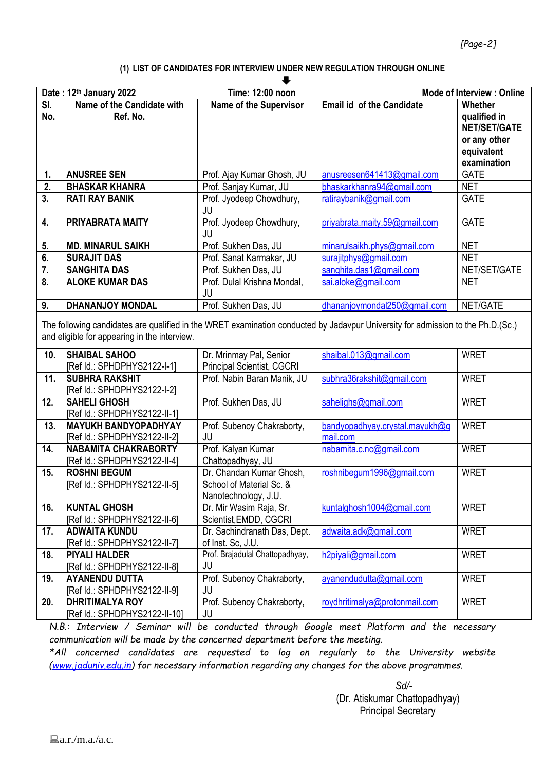(1) LIST OF CANDIDATES FOR INTERVIEW UNDER NEW REGULATION THROUGH ONLINE

| Date : 12th January 2022 | | Time: 12:00 noon | Mode of Interview : Online | |
|---|---|---|---|---|
| **Sl. No.** | **Name of the Candidate with Ref. No.** | **Name of the Supervisor** | **Email id of the Candidate** | **Whether qualified in NET/SET/GATE or any other equivalent examination** |
| **1.** | **ANUSREE SEN** | Prof. Ajay Kumar Ghosh, JU | anusreesen641413@gmail.com | GATE |
| **2.** | **BHASKAR KHANRA** | Prof. Sanjay Kumar, JU | bhaskarkhanra94@gmail.com | NET |
| **3.** | **RATI RAY BANIK** | Prof. Jyodeep Chowdhury, JU | ratiraybanik@gmail.com | GATE |
| **4.** | **PRIYABRATA MAITY** | Prof. Jyodeep Chowdhury, JU | priyabrata.maity.59@gmail.com | GATE |
| **5.** | **MD. MINARUL SAIKH** | Prof. Sukhen Das, JU | minarulsaikh.phys@gmail.com | NET |
| **6.** | **SURAJIT DAS** | Prof. Sanat Karmakar, JU | surajitphys@gmail.com | NET |
| **7.** | **SANGHITA DAS** | Prof. Sukhen Das, JU | sanghita.das1@gmail.com | NET/SET/GATE |
| **8.** | **ALOKE KUMAR DAS** | Prof. Dulal Krishna Mondal, JU | sai.aloke@gmail.com | NET |
| **9.** | **DHANANJOY MONDAL** | Prof. Sukhen Das, JU | dhananjoymondal250@gmail.com | NET/GATE |
| The following candidates are qualified in the WRET examination conducted by Jadavpur University for admission to the Ph.D.(Sc.) and eligible for appearing in the interview. | | | | |
| **10.** | **SHAIBAL SAHOO** [Ref Id.: SPHDPHYS2122-I-1] | Dr. Mrinmay Pal, Senior Principal Scientist, CGCRI | shaibal.013@gmail.com | WRET |
| **11.** | **SUBHRA RAKSHIT** [Ref Id.: SPHDPHYS2122-I-2] | Prof. Nabin Baran Manik, JU | subhra36rakshit@gmail.com | WRET |
| **12.** | **SAHELI GHOSH** [Ref Id.: SPHDPHYS2122-II-1] | Prof. Sukhen Das, JU | saheligs@gmail.com | WRET |
| **13.** | **MAYUKH BANDYOPADHYAY** [Ref Id.: SPHDPHYS2122-II-2] | Prof. Subenoy Chakraborty, JU | bandyopadhyay.crystal.mayukh@gmail.com | WRET |
| **14.** | **NABAMITA CHAKRABORTY** [Ref Id.: SPHDPHYS2122-II-4] | Prof. Kalyan Kumar Chattopadhyay, JU | nabamita.c.nc@gmail.com | WRET |
| **15.** | **ROSHNI BEGUM** [Ref Id.: SPHDPHYS2122-II-5] | Dr. Chandan Kumar Ghosh, School of Material Sc. & Nanotechnology, J.U. | roshnibegum1996@gmail.com | WRET |
| **16.** | **KUNTAL GHOSH** [Ref Id.: SPHDPHYS2122-II-6] | Dr. Mir Wasim Raja, Sr. Scientist,EMDD, CGCRI | kuntalghosh1004@gmail.com | WRET |
| **17.** | **ADWAITA KUNDU** [Ref Id.: SPHDPHYS2122-II-7] | Dr. Sachindranath Das, Dept. of Inst. Sc, J.U. | adwaita.adk@gmail.com | WRET |
| **18.** | **PIYALI HALDER** [Ref Id.: SPHDPHYS2122-II-8] | Prof. Brajadulal Chattopadhyay, JU | h2piyali@gmail.com | WRET |
| **19.** | **AYANENDU DUTTA** [Ref Id.: SPHDPHYS2122-II-9] | Prof. Subenoy Chakraborty, JU | ayanendudutta@gmail.com | WRET |
| **20.** | **DHRITIMALYA ROY** [Ref Id.: SPHDPHYS2122-II-10] | Prof. Subenoy Chakraborty, JU | roydhritimalya@protonmail.com | WRET |

*N.B.: Interview / Seminar will be conducted through Google meet Platform and the necessary communication will be made by the concerned department before the meeting.*

*\*All concerned candidates are requested to log on regularly to the University website (www.jaduniv.edu.in) for necessary information regarding any changes for the above programmes.*

Sd/-
(Dr. Atiskumar Chattopadhyay)
Principal Secretary

a.r./m.a./a.c.